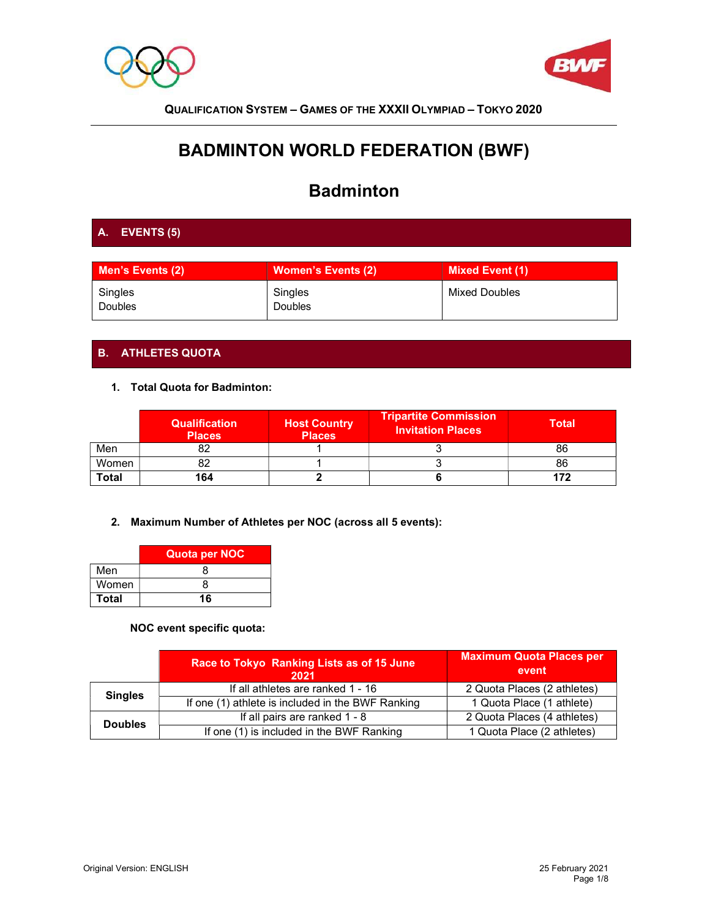QUALIFICATION SYSTEM – GAMES OF THE XXXII OLYMPIAD – TOKYO 2020

# BADMINTON WORLD FEDERATION (BWF)

# Badminton

## A. EVENTS (5)

| Men's Events (2) | Women's Events (2) | Mixed Event (1) |
|---|---|---|
| Singles<br>Doubles | Singles<br>Doubles | Mixed Doubles |

## B. ATHLETES QUOTA

### 1. Total Quota for Badminton:

| | Qualification Places | Host Country Places | Tripartite Commission Invitation Places | Total |
|---|---|---|---|---|
| Men | 82 | 1 | 3 | 86 |
| Women | 82 | 1 | 3 | 86 |
| **Total** | **164** | **2** | **6** | **172** |

### 2. Maximum Number of Athletes per NOC (across all 5 events):

| | Quota per NOC |
|---|---|
| Men | 8 |
| Women | 8 |
| **Total** | **16** |

**NOC event specific quota:**

| | Race to Tokyo Ranking Lists as of 15 June 2021 | Maximum Quota Places per event |
|---|---|---|
| **Singles** | If all athletes are ranked 1 - 16 | 2 Quota Places (2 athletes) |
| | If one (1) athlete is included in the BWF Ranking | 1 Quota Place (1 athlete) |
| **Doubles** | If all pairs are ranked 1 - 8 | 2 Quota Places (4 athletes) |
| | If one (1) is included in the BWF Ranking | 1 Quota Place (2 athletes) |

Original Version: ENGLISH

25 February 2021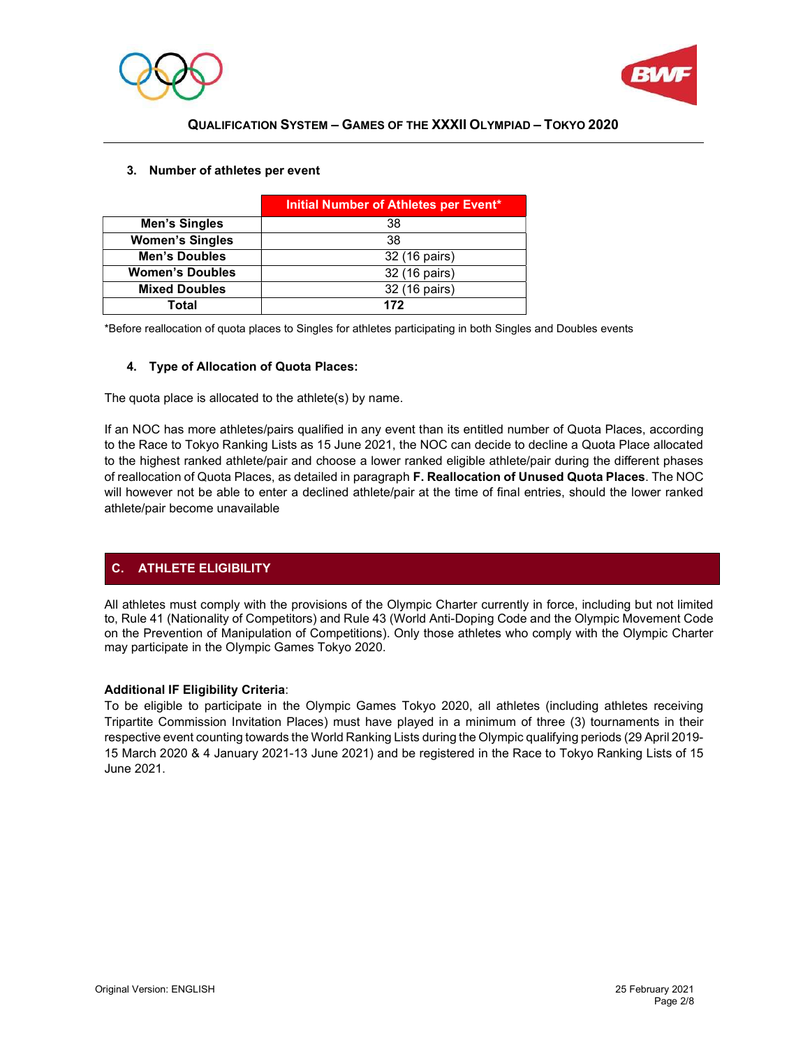### 3. Number of athletes per event

| | Initial Number of Athletes per Event* |
|---|---|
| **Men's Singles** | 38 |
| **Women's Singles** | 38 |
| **Men's Doubles** | 32 (16 pairs) |
| **Women's Doubles** | 32 (16 pairs) |
| **Mixed Doubles** | 32 (16 pairs) |
| **Total** | **172** |

*Before reallocation of quota places to Singles for athletes participating in both Singles and Doubles events

### 4. Type of Allocation of Quota Places:

The quota place is allocated to the athlete(s) by name.

If an NOC has more athletes/pairs qualified in any event than its entitled number of Quota Places, according to the Race to Tokyo Ranking Lists as 15 June 2021, the NOC can decide to decline a Quota Place allocated to the highest ranked athlete/pair and choose a lower ranked eligible athlete/pair during the different phases of reallocation of Quota Places, as detailed in paragraph **F. Reallocation of Unused Quota Places**. The NOC will however not be able to enter a declined athlete/pair at the time of final entries, should the lower ranked athlete/pair become unavailable

## C. ATHLETE ELIGIBILITY

All athletes must comply with the provisions of the Olympic Charter currently in force, including but not limited to, Rule 41 (Nationality of Competitors) and Rule 43 (World Anti-Doping Code and the Olympic Movement Code on the Prevention of Manipulation of Competitions). Only those athletes who comply with the Olympic Charter may participate in the Olympic Games Tokyo 2020.

**Additional IF Eligibility Criteria**:
To be eligible to participate in the Olympic Games Tokyo 2020, all athletes (including athletes receiving Tripartite Commission Invitation Places) must have played in a minimum of three (3) tournaments in their respective event counting towards the World Ranking Lists during the Olympic qualifying periods (29 April 2019-15 March 2020 & 4 January 2021-13 June 2021) and be registered in the Race to Tokyo Ranking Lists of 15 June 2021.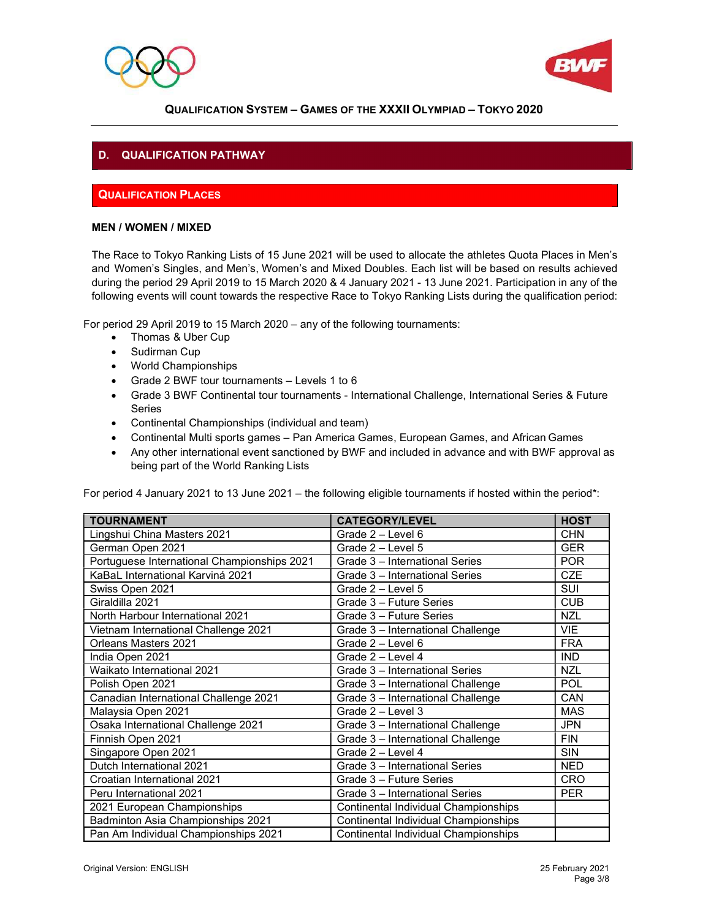## D. QUALIFICATION PATHWAY

### QUALIFICATION PLACES

**MEN / WOMEN / MIXED**

The Race to Tokyo Ranking Lists of 15 June 2021 will be used to allocate the athletes Quota Places in Men's and Women's Singles, and Men's, Women's and Mixed Doubles. Each list will be based on results achieved during the period 29 April 2019 to 15 March 2020 & 4 January 2021 - 13 June 2021. Participation in any of the following events will count towards the respective Race to Tokyo Ranking Lists during the qualification period:

For period 29 April 2019 to 15 March 2020 – any of the following tournaments:

- Thomas & Uber Cup
- Sudirman Cup
- World Championships
- Grade 2 BWF tour tournaments – Levels 1 to 6
- Grade 3 BWF Continental tour tournaments - International Challenge, International Series & Future Series
- Continental Championships (individual and team)
- Continental Multi sports games – Pan America Games, European Games, and African Games
- Any other international event sanctioned by BWF and included in advance and with BWF approval as being part of the World Ranking Lists

For period 4 January 2021 to 13 June 2021 – the following eligible tournaments if hosted within the period*:

| TOURNAMENT | CATEGORY/LEVEL | HOST |
|---|---|---|
| Lingshui China Masters 2021 | Grade 2 – Level 6 | CHN |
| German Open 2021 | Grade 2 – Level 5 | GER |
| Portuguese International Championships 2021 | Grade 3 – International Series | POR |
| KaBaL International Karviná 2021 | Grade 3 – International Series | CZE |
| Swiss Open 2021 | Grade 2 – Level 5 | SUI |
| Giraldilla 2021 | Grade 3 – Future Series | CUB |
| North Harbour International 2021 | Grade 3 – Future Series | NZL |
| Vietnam International Challenge 2021 | Grade 3 – International Challenge | VIE |
| Orleans Masters 2021 | Grade 2 – Level 6 | FRA |
| India Open 2021 | Grade 2 – Level 4 | IND |
| Waikato International 2021 | Grade 3 – International Series | NZL |
| Polish Open 2021 | Grade 3 – International Challenge | POL |
| Canadian International Challenge 2021 | Grade 3 – International Challenge | CAN |
| Malaysia Open 2021 | Grade 2 – Level 3 | MAS |
| Osaka International Challenge 2021 | Grade 3 – International Challenge | JPN |
| Finnish Open 2021 | Grade 3 – International Challenge | FIN |
| Singapore Open 2021 | Grade 2 – Level 4 | SIN |
| Dutch International 2021 | Grade 3 – International Series | NED |
| Croatian International 2021 | Grade 3 – Future Series | CRO |
| Peru International 2021 | Grade 3 – International Series | PER |
| 2021 European Championships | Continental Individual Championships | |
| Badminton Asia Championships 2021 | Continental Individual Championships | |
| Pan Am Individual Championships 2021 | Continental Individual Championships | |

Original Version: ENGLISH 25 February 2021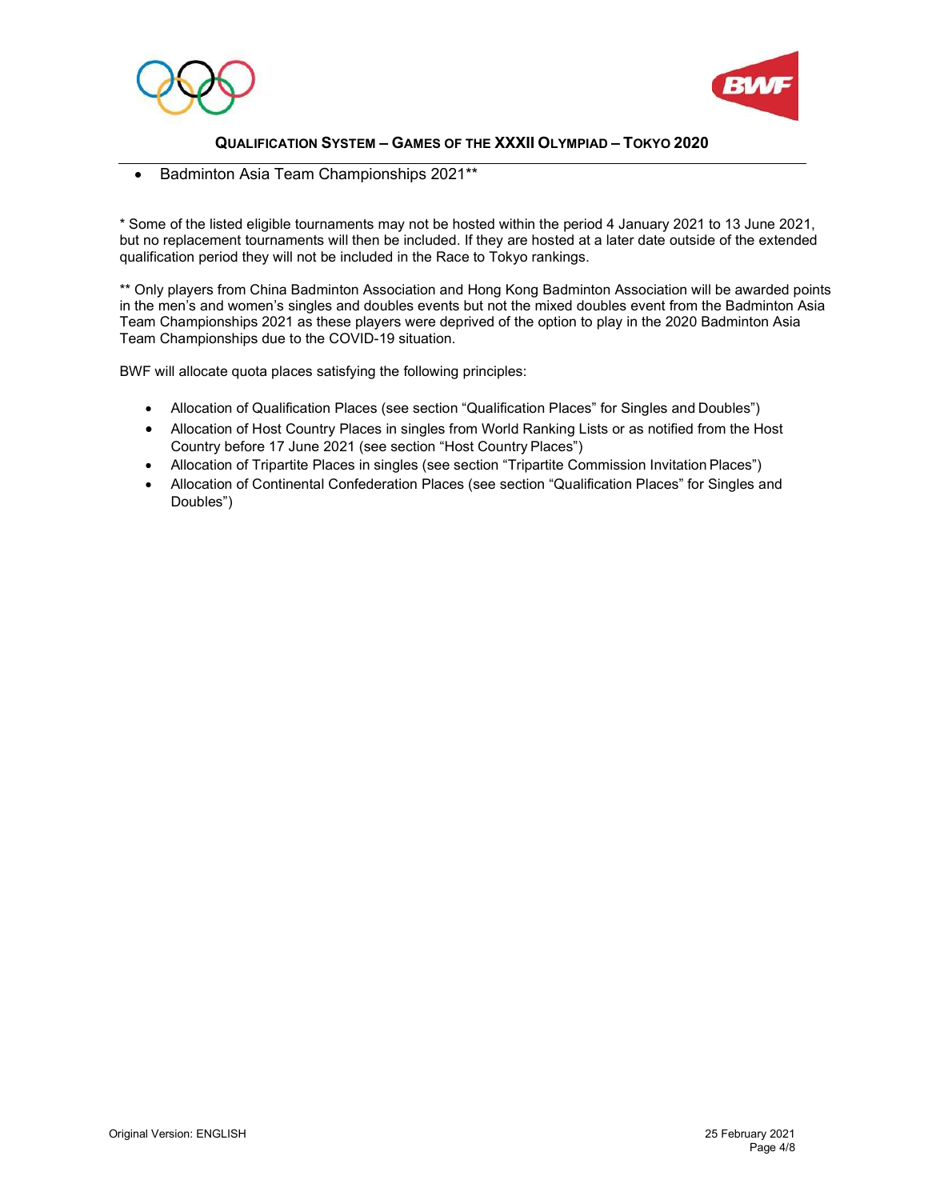- Badminton Asia Team Championships 2021**

* Some of the listed eligible tournaments may not be hosted within the period 4 January 2021 to 13 June 2021, but no replacement tournaments will then be included. If they are hosted at a later date outside of the extended qualification period they will not be included in the Race to Tokyo rankings.

** Only players from China Badminton Association and Hong Kong Badminton Association will be awarded points in the men's and women's singles and doubles events but not the mixed doubles event from the Badminton Asia Team Championships 2021 as these players were deprived of the option to play in the 2020 Badminton Asia Team Championships due to the COVID-19 situation.

BWF will allocate quota places satisfying the following principles:

- Allocation of Qualification Places (see section "Qualification Places" for Singles and Doubles")
- Allocation of Host Country Places in singles from World Ranking Lists or as notified from the Host Country before 17 June 2021 (see section "Host Country Places")
- Allocation of Tripartite Places in singles (see section "Tripartite Commission Invitation Places")
- Allocation of Continental Confederation Places (see section "Qualification Places" for Singles and Doubles")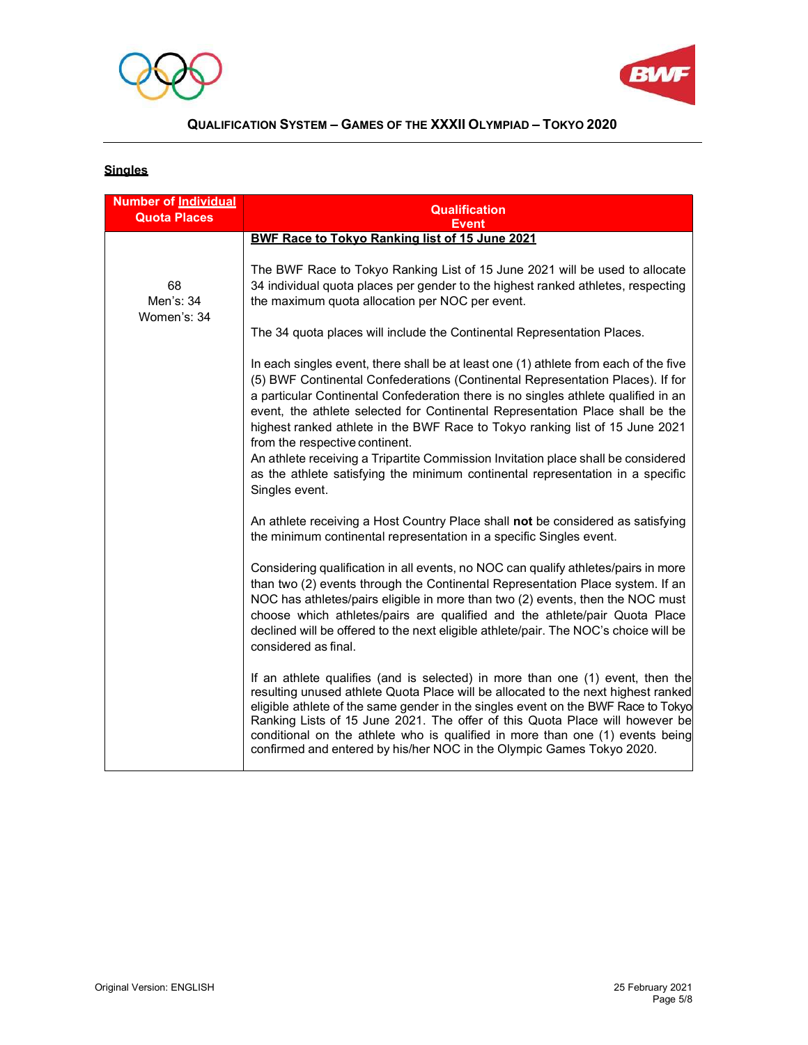## **Singles**

| Number of Individual Quota Places | Qualification Event |
|---|---|
| 68<br>Men's: 34<br>Women's: 34 | **BWF Race to Tokyo Ranking list of 15 June 2021**<br><br>The BWF Race to Tokyo Ranking List of 15 June 2021 will be used to allocate 34 individual quota places per gender to the highest ranked athletes, respecting the maximum quota allocation per NOC per event.<br><br>The 34 quota places will include the Continental Representation Places.<br><br>In each singles event, there shall be at least one (1) athlete from each of the five (5) BWF Continental Confederations (Continental Representation Places). If for a particular Continental Confederation there is no singles athlete qualified in an event, the athlete selected for Continental Representation Place shall be the highest ranked athlete in the BWF Race to Tokyo ranking list of 15 June 2021 from the respective continent.<br>An athlete receiving a Tripartite Commission Invitation place shall be considered as the athlete satisfying the minimum continental representation in a specific Singles event.<br><br>An athlete receiving a Host Country Place shall **not** be considered as satisfying the minimum continental representation in a specific Singles event.<br><br>Considering qualification in all events, no NOC can qualify athletes/pairs in more than two (2) events through the Continental Representation Place system. If an NOC has athletes/pairs eligible in more than two (2) events, then the NOC must choose which athletes/pairs are qualified and the athlete/pair Quota Place declined will be offered to the next eligible athlete/pair. The NOC's choice will be considered as final.<br><br>If an athlete qualifies (and is selected) in more than one (1) event, then the resulting unused athlete Quota Place will be allocated to the next highest ranked eligible athlete of the same gender in the singles event on the BWF Race to Tokyo Ranking Lists of 15 June 2021. The offer of this Quota Place will however be conditional on the athlete who is qualified in more than one (1) events being confirmed and entered by his/her NOC in the Olympic Games Tokyo 2020. |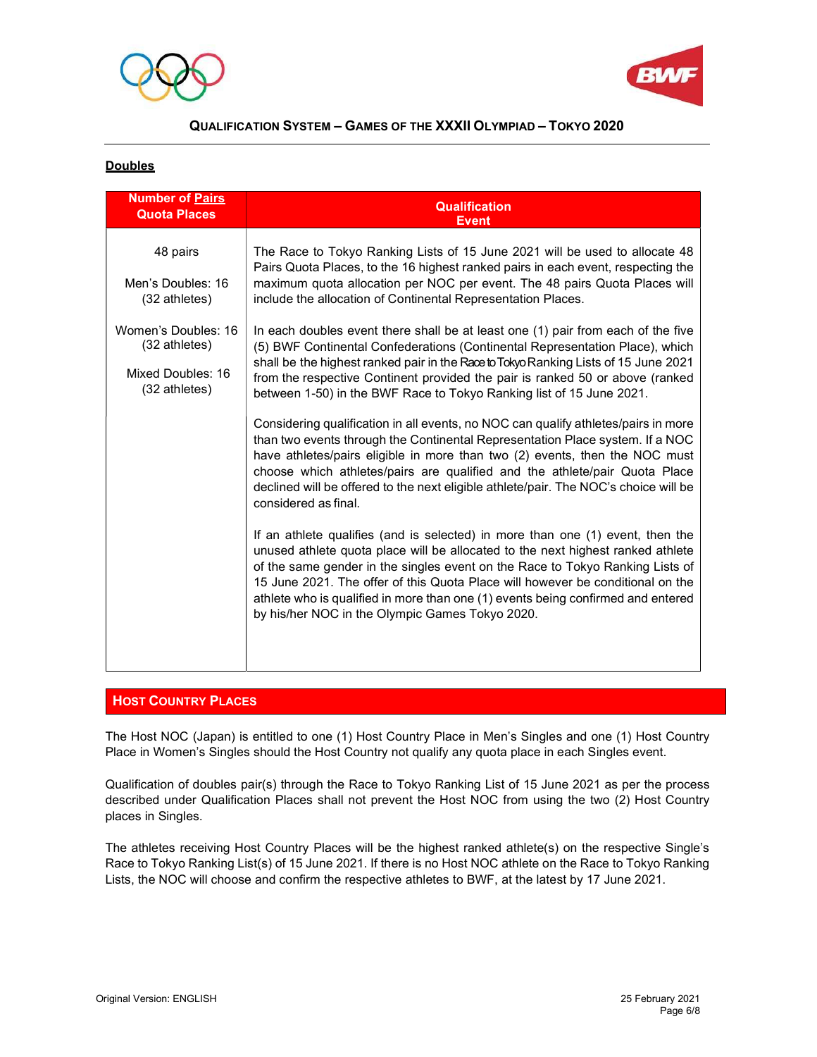**Doubles**

| Number of Pairs Quota Places | Qualification Event |
|---|---|
| 48 pairs<br><br>Men's Doubles: 16 (32 athletes)<br><br>Women's Doubles: 16 (32 athletes)<br><br>Mixed Doubles: 16 (32 athletes) | The Race to Tokyo Ranking Lists of 15 June 2021 will be used to allocate 48 Pairs Quota Places, to the 16 highest ranked pairs in each event, respecting the maximum quota allocation per NOC per event. The 48 pairs Quota Places will include the allocation of Continental Representation Places.<br><br>In each doubles event there shall be at least one (1) pair from each of the five (5) BWF Continental Confederations (Continental Representation Place), which shall be the highest ranked pair in the Race to Tokyo Ranking Lists of 15 June 2021 from the respective Continent provided the pair is ranked 50 or above (ranked between 1-50) in the BWF Race to Tokyo Ranking list of 15 June 2021.<br><br>Considering qualification in all events, no NOC can qualify athletes/pairs in more than two events through the Continental Representation Place system. If a NOC have athletes/pairs eligible in more than two (2) events, then the NOC must choose which athletes/pairs are qualified and the athlete/pair Quota Place declined will be offered to the next eligible athlete/pair. The NOC's choice will be considered as final.<br><br>If an athlete qualifies (and is selected) in more than one (1) event, then the unused athlete quota place will be allocated to the next highest ranked athlete of the same gender in the singles event on the Race to Tokyo Ranking Lists of 15 June 2021. The offer of this Quota Place will however be conditional on the athlete who is qualified in more than one (1) events being confirmed and entered by his/her NOC in the Olympic Games Tokyo 2020. |

## HOST COUNTRY PLACES

The Host NOC (Japan) is entitled to one (1) Host Country Place in Men's Singles and one (1) Host Country Place in Women's Singles should the Host Country not qualify any quota place in each Singles event.

Qualification of doubles pair(s) through the Race to Tokyo Ranking List of 15 June 2021 as per the process described under Qualification Places shall not prevent the Host NOC from using the two (2) Host Country places in Singles.

The athletes receiving Host Country Places will be the highest ranked athlete(s) on the respective Single's Race to Tokyo Ranking List(s) of 15 June 2021. If there is no Host NOC athlete on the Race to Tokyo Ranking Lists, the NOC will choose and confirm the respective athletes to BWF, at the latest by 17 June 2021.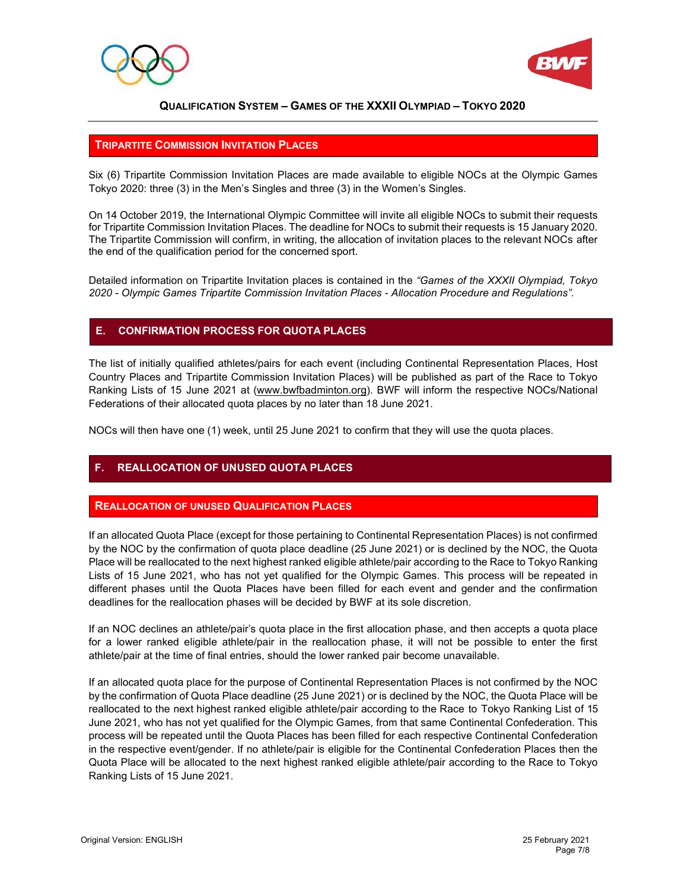### Tripartite Commission Invitation Places

Six (6) Tripartite Commission Invitation Places are made available to eligible NOCs at the Olympic Games Tokyo 2020: three (3) in the Men's Singles and three (3) in the Women's Singles.

On 14 October 2019, the International Olympic Committee will invite all eligible NOCs to submit their requests for Tripartite Commission Invitation Places. The deadline for NOCs to submit their requests is 15 January 2020. The Tripartite Commission will confirm, in writing, the allocation of invitation places to the relevant NOCs after the end of the qualification period for the concerned sport.

Detailed information on Tripartite Invitation places is contained in the *"Games of the XXXII Olympiad, Tokyo 2020 - Olympic Games Tripartite Commission Invitation Places - Allocation Procedure and Regulations".*

## E. CONFIRMATION PROCESS FOR QUOTA PLACES

The list of initially qualified athletes/pairs for each event (including Continental Representation Places, Host Country Places and Tripartite Commission Invitation Places) will be published as part of the Race to Tokyo Ranking Lists of 15 June 2021 at (www.bwfbadminton.org). BWF will inform the respective NOCs/National Federations of their allocated quota places by no later than 18 June 2021.

NOCs will then have one (1) week, until 25 June 2021 to confirm that they will use the quota places.

## F. REALLOCATION OF UNUSED QUOTA PLACES

### Reallocation of unused Qualification Places

If an allocated Quota Place (except for those pertaining to Continental Representation Places) is not confirmed by the NOC by the confirmation of quota place deadline (25 June 2021) or is declined by the NOC, the Quota Place will be reallocated to the next highest ranked eligible athlete/pair according to the Race to Tokyo Ranking Lists of 15 June 2021, who has not yet qualified for the Olympic Games. This process will be repeated in different phases until the Quota Places have been filled for each event and gender and the confirmation deadlines for the reallocation phases will be decided by BWF at its sole discretion.

If an NOC declines an athlete/pair's quota place in the first allocation phase, and then accepts a quota place for a lower ranked eligible athlete/pair in the reallocation phase, it will not be possible to enter the first athlete/pair at the time of final entries, should the lower ranked pair become unavailable.

If an allocated quota place for the purpose of Continental Representation Places is not confirmed by the NOC by the confirmation of Quota Place deadline (25 June 2021) or is declined by the NOC, the Quota Place will be reallocated to the next highest ranked eligible athlete/pair according to the Race to Tokyo Ranking List of 15 June 2021, who has not yet qualified for the Olympic Games, from that same Continental Confederation. This process will be repeated until the Quota Places has been filled for each respective Continental Confederation in the respective event/gender. If no athlete/pair is eligible for the Continental Confederation Places then the Quota Place will be allocated to the next highest ranked eligible athlete/pair according to the Race to Tokyo Ranking Lists of 15 June 2021.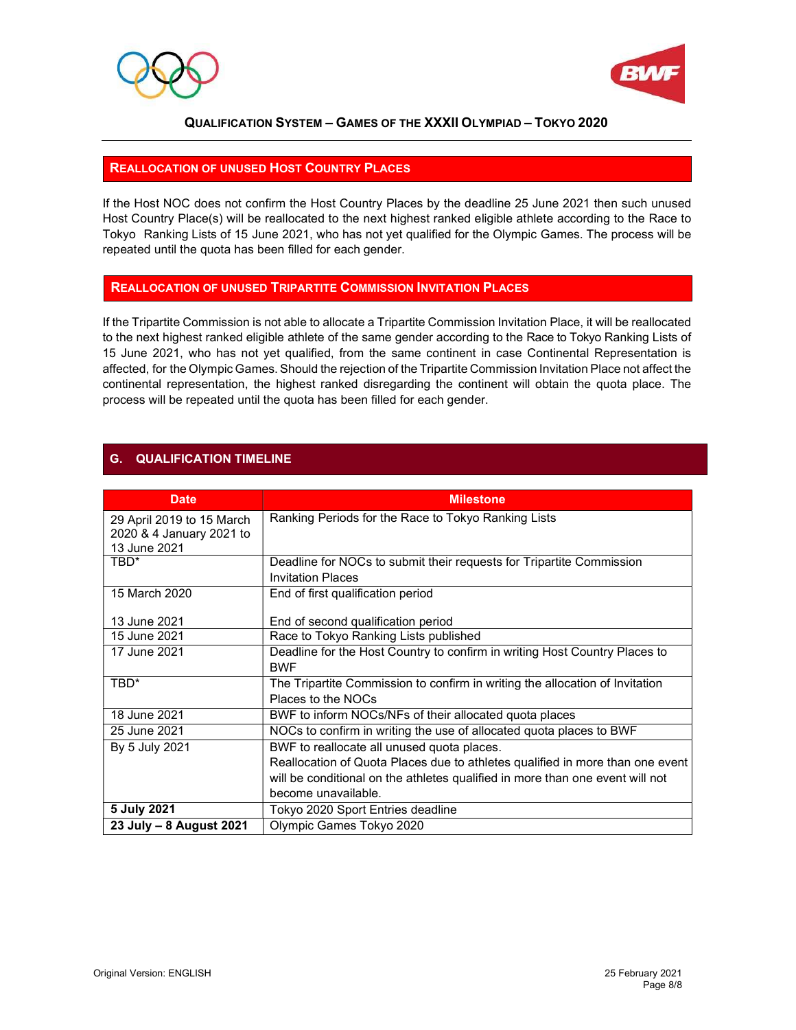### REALLOCATION OF UNUSED HOST COUNTRY PLACES

If the Host NOC does not confirm the Host Country Places by the deadline 25 June 2021 then such unused Host Country Place(s) will be reallocated to the next highest ranked eligible athlete according to the Race to Tokyo Ranking Lists of 15 June 2021, who has not yet qualified for the Olympic Games. The process will be repeated until the quota has been filled for each gender.

### REALLOCATION OF UNUSED TRIPARTITE COMMISSION INVITATION PLACES

If the Tripartite Commission is not able to allocate a Tripartite Commission Invitation Place, it will be reallocated to the next highest ranked eligible athlete of the same gender according to the Race to Tokyo Ranking Lists of 15 June 2021, who has not yet qualified, from the same continent in case Continental Representation is affected, for the Olympic Games. Should the rejection of the Tripartite Commission Invitation Place not affect the continental representation, the highest ranked disregarding the continent will obtain the quota place. The process will be repeated until the quota has been filled for each gender.

## G. QUALIFICATION TIMELINE

| Date | Milestone |
|---|---|
| 29 April 2019 to 15 March 2020 & 4 January 2021 to 13 June 2021 | Ranking Periods for the Race to Tokyo Ranking Lists |
| TBD* | Deadline for NOCs to submit their requests for Tripartite Commission Invitation Places |
| 15 March 2020<br><br>13 June 2021 | End of first qualification period<br><br>End of second qualification period |
| 15 June 2021 | Race to Tokyo Ranking Lists published |
| 17 June 2021 | Deadline for the Host Country to confirm in writing Host Country Places to BWF |
| TBD* | The Tripartite Commission to confirm in writing the allocation of Invitation Places to the NOCs |
| 18 June 2021 | BWF to inform NOCs/NFs of their allocated quota places |
| 25 June 2021 | NOCs to confirm in writing the use of allocated quota places to BWF |
| By 5 July 2021 | BWF to reallocate all unused quota places.<br>Reallocation of Quota Places due to athletes qualified in more than one event will be conditional on the athletes qualified in more than one event will not become unavailable. |
| **5 July 2021** | Tokyo 2020 Sport Entries deadline |
| **23 July – 8 August 2021** | Olympic Games Tokyo 2020 |